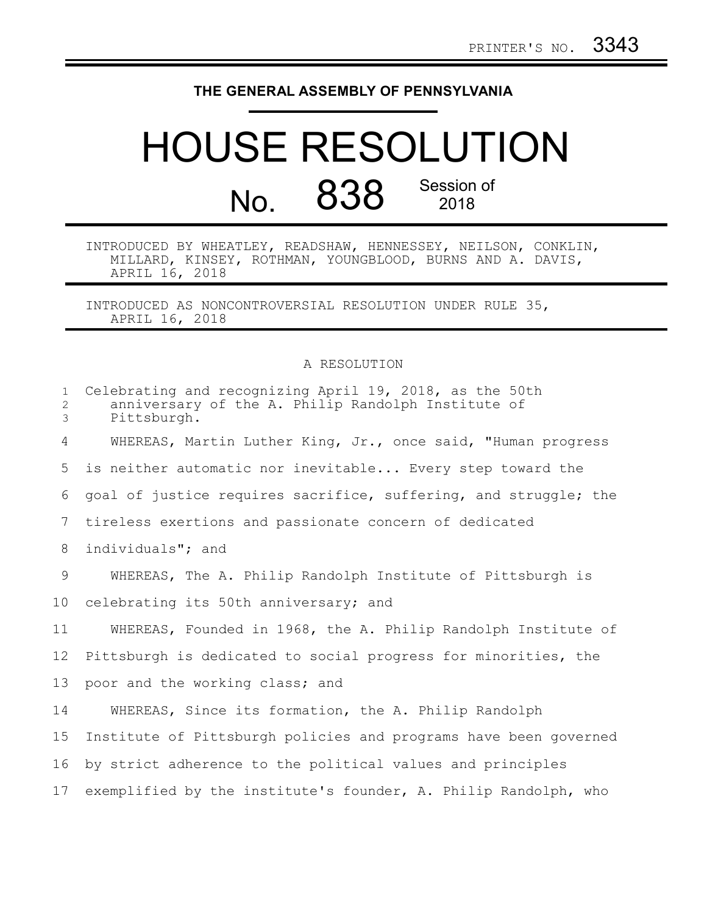PRINTER'S NO. 3343

**THE GENERAL ASSEMBLY OF PENNSYLVANIA**

# HOUSE RESOLUTION

## No. 838 Session of 2018

INTRODUCED BY WHEATLEY, READSHAW, HENNESSEY, NEILSON, CONKLIN, MILLARD, KINSEY, ROTHMAN, YOUNGBLOOD, BURNS AND A. DAVIS, APRIL 16, 2018

INTRODUCED AS NONCONTROVERSIAL RESOLUTION UNDER RULE 35, APRIL 16, 2018

A RESOLUTION

Celebrating and recognizing April 19, 2018, as the 50th anniversary of the A. Philip Randolph Institute of Pittsburgh.

WHEREAS, Martin Luther King, Jr., once said, "Human progress is neither automatic nor inevitable... Every step toward the goal of justice requires sacrifice, suffering, and struggle; the tireless exertions and passionate concern of dedicated individuals"; and

WHEREAS, The A. Philip Randolph Institute of Pittsburgh is celebrating its 50th anniversary; and

WHEREAS, Founded in 1968, the A. Philip Randolph Institute of Pittsburgh is dedicated to social progress for minorities, the poor and the working class; and

WHEREAS, Since its formation, the A. Philip Randolph Institute of Pittsburgh policies and programs have been governed by strict adherence to the political values and principles exemplified by the institute's founder, A. Philip Randolph, who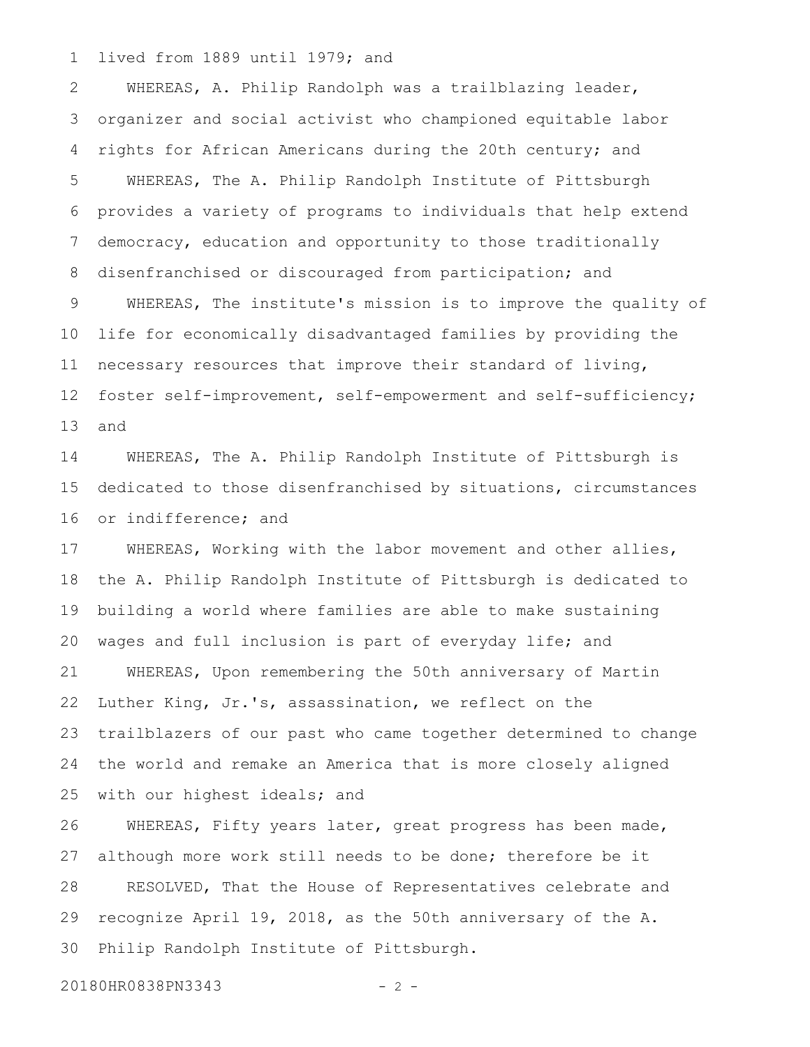lived from 1889 until 1979; and

WHEREAS, A. Philip Randolph was a trailblazing leader, organizer and social activist who championed equitable labor rights for African Americans during the 20th century; and

WHEREAS, The A. Philip Randolph Institute of Pittsburgh provides a variety of programs to individuals that help extend democracy, education and opportunity to those traditionally disenfranchised or discouraged from participation; and

WHEREAS, The institute's mission is to improve the quality of life for economically disadvantaged families by providing the necessary resources that improve their standard of living, foster self-improvement, self-empowerment and self-sufficiency; and

WHEREAS, The A. Philip Randolph Institute of Pittsburgh is dedicated to those disenfranchised by situations, circumstances or indifference; and

WHEREAS, Working with the labor movement and other allies, the A. Philip Randolph Institute of Pittsburgh is dedicated to building a world where families are able to make sustaining wages and full inclusion is part of everyday life; and

WHEREAS, Upon remembering the 50th anniversary of Martin Luther King, Jr.'s, assassination, we reflect on the trailblazers of our past who came together determined to change the world and remake an America that is more closely aligned with our highest ideals; and

WHEREAS, Fifty years later, great progress has been made, although more work still needs to be done; therefore be it

RESOLVED, That the House of Representatives celebrate and recognize April 19, 2018, as the 50th anniversary of the A. Philip Randolph Institute of Pittsburgh.